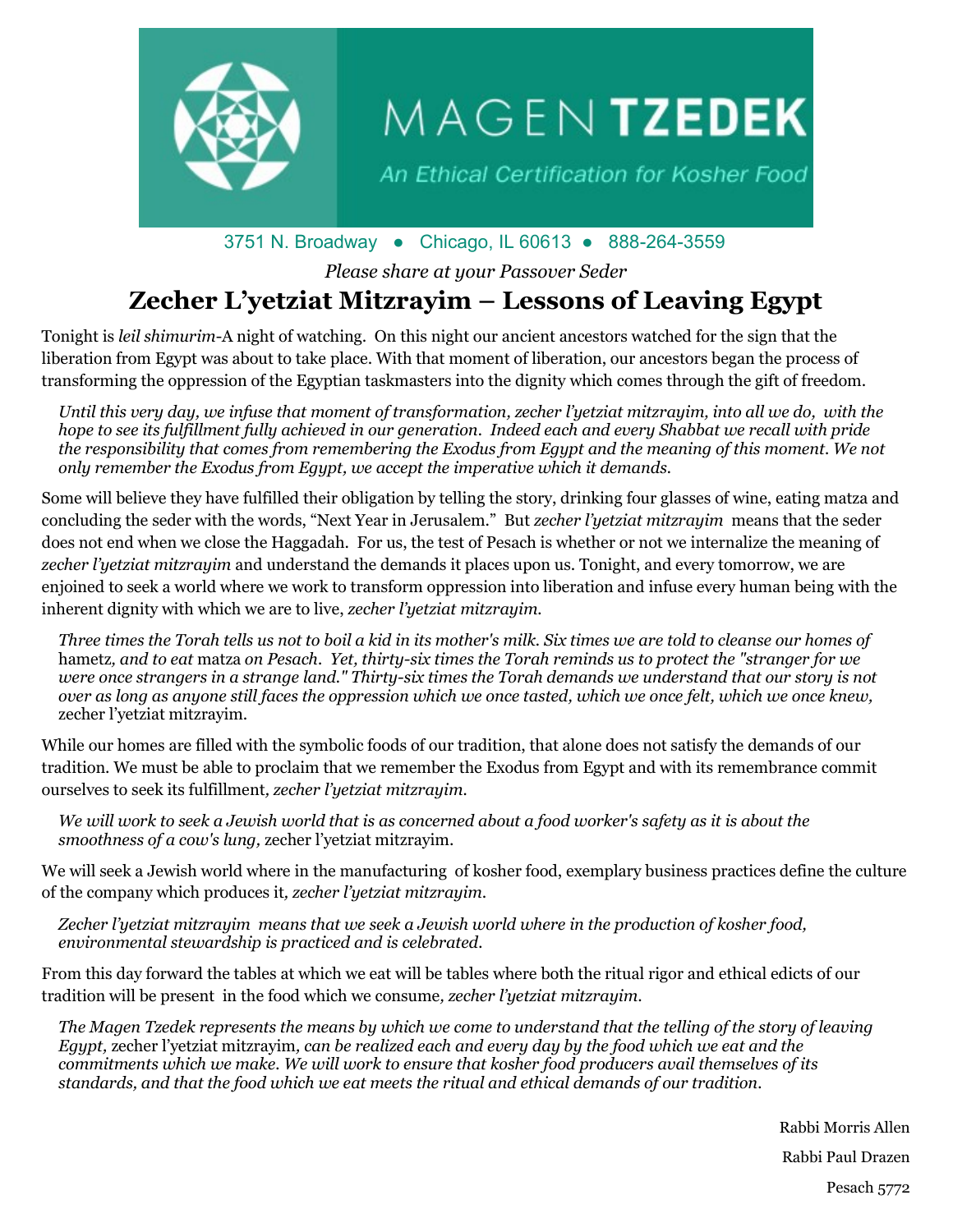MAGEN **TZEDEK**

*An Ethical Certification for Kosher Food*

3751 N. Broadway ● Chicago, IL 60613 ● 888-264-3559

*Please share at your Passover Seder*

# Zecher L'yetziat Mitzrayim – Lessons of Leaving Egypt

Tonight is *leil shimurim*-A night of watching. On this night our ancient ancestors watched for the sign that the liberation from Egypt was about to take place. With that moment of liberation, our ancestors began the process of transforming the oppression of the Egyptian taskmasters into the dignity which comes through the gift of freedom.

> *Until this very day, we infuse that moment of transformation, zecher l'yetziat mitzrayim, into all we do, with the hope to see its fulfillment fully achieved in our generation. Indeed each and every Shabbat we recall with pride the responsibility that comes from remembering the Exodus from Egypt and the meaning of this moment. We not only remember the Exodus from Egypt, we accept the imperative which it demands.*

Some will believe they have fulfilled their obligation by telling the story, drinking four glasses of wine, eating matza and concluding the seder with the words, "Next Year in Jerusalem." But *zecher l'yetziat mitzrayim* means that the seder does not end when we close the Haggadah. For us, the test of Pesach is whether or not we internalize the meaning of *zecher l'yetziat mitzrayim* and understand the demands it places upon us. Tonight, and every tomorrow, we are enjoined to seek a world where we work to transform oppression into liberation and infuse every human being with the inherent dignity with which we are to live, *zecher l'yetziat mitzrayim.*

> *Three times the Torah tells us not to boil a kid in its mother's milk. Six times we are told to cleanse our homes of* hametz*, and to eat* matza *on Pesach. Yet, thirty-six times the Torah reminds us to protect the "stranger for we were once strangers in a strange land." Thirty-six times the Torah demands we understand that our story is not over as long as anyone still faces the oppression which we once tasted, which we once felt, which we once knew,* zecher l'yetziat mitzrayim.

While our homes are filled with the symbolic foods of our tradition, that alone does not satisfy the demands of our tradition. We must be able to proclaim that we remember the Exodus from Egypt and with its remembrance commit ourselves to seek its fulfillment*, zecher l'yetziat mitzrayim.*

> *We will work to seek a Jewish world that is as concerned about a food worker's safety as it is about the smoothness of a cow's lung,* zecher l'yetziat mitzrayim.

We will seek a Jewish world where in the manufacturing of kosher food, exemplary business practices define the culture of the company which produces it*, zecher l'yetziat mitzrayim.*

> *Zecher l'yetziat mitzrayim means that we seek a Jewish world where in the production of kosher food, environmental stewardship is practiced and is celebrated.*

From this day forward the tables at which we eat will be tables where both the ritual rigor and ethical edicts of our tradition will be present in the food which we consume*, zecher l'yetziat mitzrayim.*

> *The Magen Tzedek represents the means by which we come to understand that the telling of the story of leaving Egypt,* zecher l'yetziat mitzrayim*, can be realized each and every day by the food which we eat and the commitments which we make. We will work to ensure that kosher food producers avail themselves of its standards, and that the food which we eat meets the ritual and ethical demands of our tradition.*

Rabbi Morris Allen

Rabbi Paul Drazen

Pesach 5772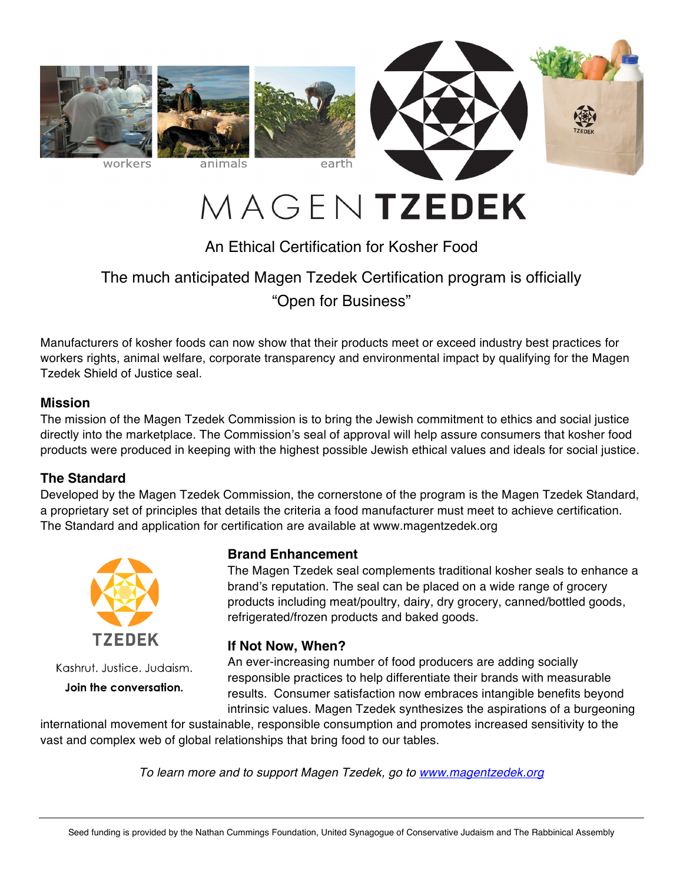workers animals earth

# MAGEN TZEDEK

An Ethical Certification for Kosher Food

The much anticipated Magen Tzedek Certification program is officially "Open for Business"

Manufacturers of kosher foods can now show that their products meet or exceed industry best practices for workers rights, animal welfare, corporate transparency and environmental impact by qualifying for the Magen Tzedek Shield of Justice seal.

### Mission

The mission of the Magen Tzedek Commission is to bring the Jewish commitment to ethics and social justice directly into the marketplace. The Commission's seal of approval will help assure consumers that kosher food products were produced in keeping with the highest possible Jewish ethical values and ideals for social justice.

### The Standard

Developed by the Magen Tzedek Commission, the cornerstone of the program is the Magen Tzedek Standard, a proprietary set of principles that details the criteria a food manufacturer must meet to achieve certification. The Standard and application for certification are available at www.magentzedek.org

TZEDEK

Kashrut. Justice. Judaism.

**Join the conversation.**

### Brand Enhancement

The Magen Tzedek seal complements traditional kosher seals to enhance a brand's reputation. The seal can be placed on a wide range of grocery products including meat/poultry, dairy, dry grocery, canned/bottled goods, refrigerated/frozen products and baked goods.

### If Not Now, When?

An ever-increasing number of food producers are adding socially responsible practices to help differentiate their brands with measurable results. Consumer satisfaction now embraces intangible benefits beyond intrinsic values. Magen Tzedek synthesizes the aspirations of a burgeoning international movement for sustainable, responsible consumption and promotes increased sensitivity to the vast and complex web of global relationships that bring food to our tables.

*To learn more and to support Magen Tzedek, go to [www.magentzedek.org](http://www.magentzedek.org)*

---

Seed funding is provided by the Nathan Cummings Foundation, United Synagogue of Conservative Judaism and The Rabbinical Assembly